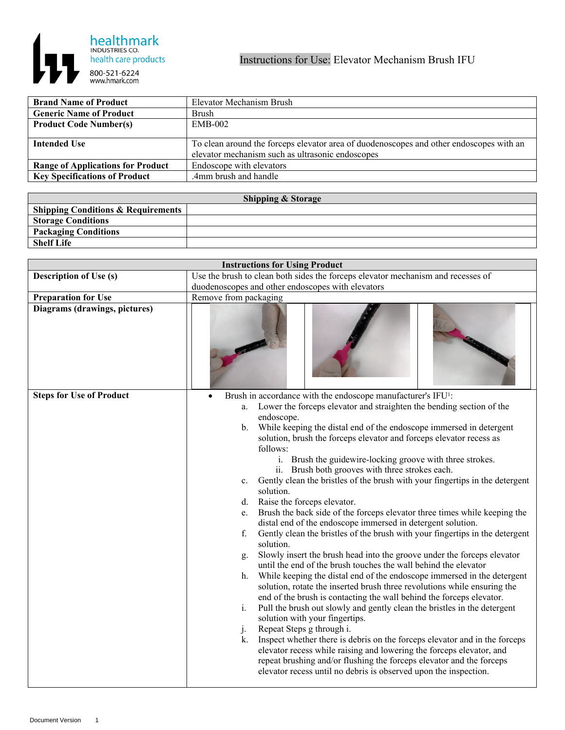healthmark
INDUSTRIES CO.
health care products
800-521-6224
www.hmark.com

# Instructions for Use: Elevator Mechanism Brush IFU

| **Brand Name of Product** | Elevator Mechanism Brush |
|---|---|
| **Generic Name of Product** | Brush |
| **Product Code Number(s)** | EMB-002 |
| **Intended Use** | To clean around the forceps elevator area of duodenoscopes and other endoscopes with an elevator mechanism such as ultrasonic endoscopes |
| **Range of Applications for Product** | Endoscope with elevators |
| **Key Specifications of Product** | .4mm brush and handle |

| **Shipping & Storage** | |
|---|---|
| **Shipping Conditions & Requirements** | |
| **Storage Conditions** | |
| **Packaging Conditions** | |
| **Shelf Life** | |

| **Instructions for Using Product** | |
|---|---|
| **Description of Use (s)** | Use the brush to clean both sides the forceps elevator mechanism and recesses of duodenoscopes and other endoscopes with elevators |
| **Preparation for Use** | Remove from packaging |
| **Diagrams (drawings, pictures)** | |
| **Steps for Use of Product** | • Brush in accordance with the endoscope manufacturer's IFU[1]:<br>a. Lower the forceps elevator and straighten the bending section of the endoscope.<br>b. While keeping the distal end of the endoscope immersed in detergent solution, brush the forceps elevator and forceps elevator recess as follows:<br>i. Brush the guidewire-locking groove with three strokes.<br>ii. Brush both grooves with three strokes each.<br>c. Gently clean the bristles of the brush with your fingertips in the detergent solution.<br>d. Raise the forceps elevator.<br>e. Brush the back side of the forceps elevator three times while keeping the distal end of the endoscope immersed in detergent solution.<br>f. Gently clean the bristles of the brush with your fingertips in the detergent solution.<br>g. Slowly insert the brush head into the groove under the forceps elevator until the end of the brush touches the wall behind the elevator<br>h. While keeping the distal end of the endoscope immersed in the detergent solution, rotate the inserted brush three revolutions while ensuring the end of the brush is contacting the wall behind the forceps elevator.<br>i. Pull the brush out slowly and gently clean the bristles in the detergent solution with your fingertips.<br>j. Repeat Steps g through i.<br>k. Inspect whether there is debris on the forceps elevator and in the forceps elevator recess while raising and lowering the forceps elevator, and repeat brushing and/or flushing the forceps elevator and the forceps elevator recess until no debris is observed upon the inspection. |

Document Version 1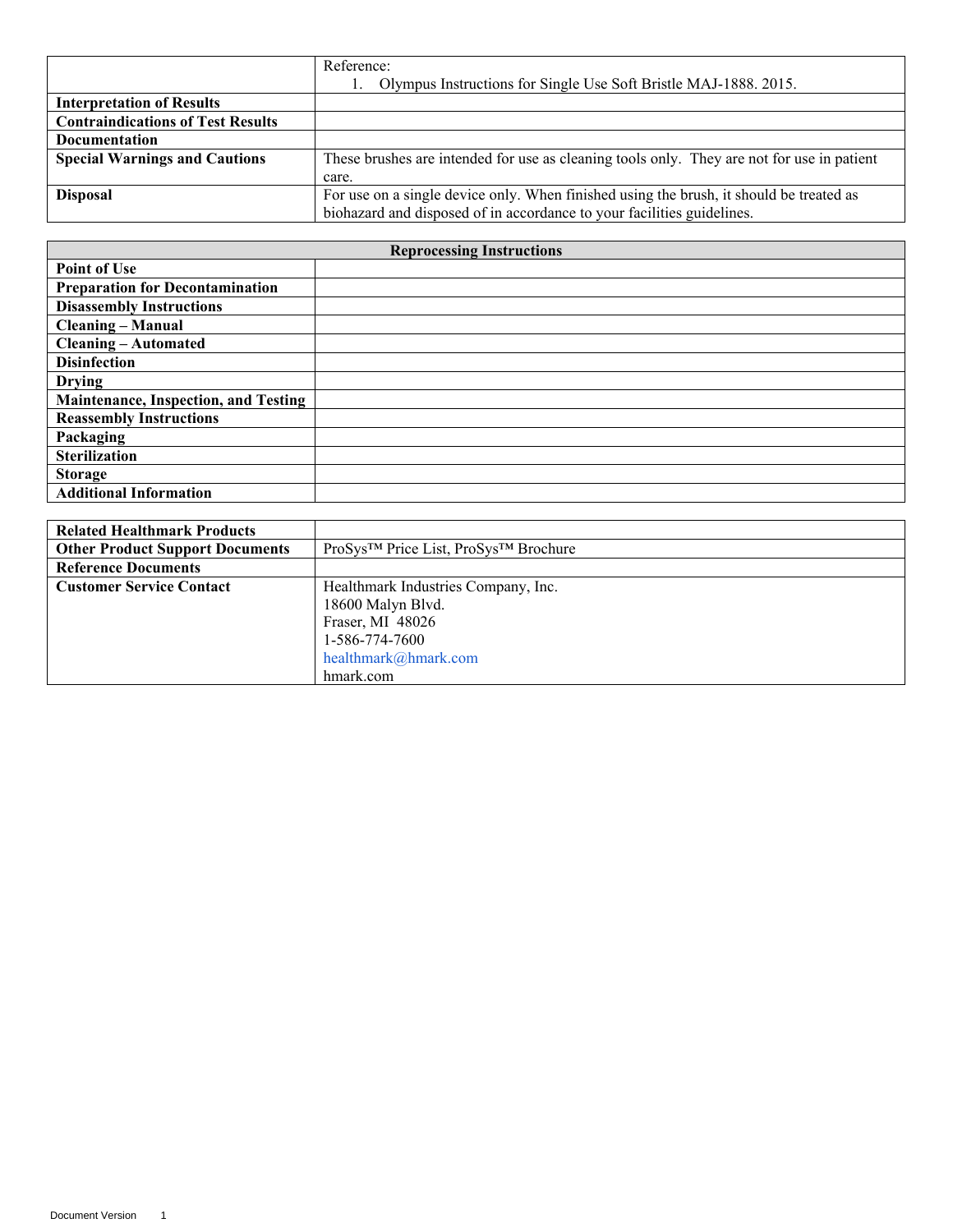| | |
|---|---|
| | Reference:<br>1. Olympus Instructions for Single Use Soft Bristle MAJ-1888. 2015. |
| **Interpretation of Results** | |
| **Contraindications of Test Results** | |
| **Documentation** | |
| **Special Warnings and Cautions** | These brushes are intended for use as cleaning tools only. They are not for use in patient care. |
| **Disposal** | For use on a single device only. When finished using the brush, it should be treated as biohazard and disposed of in accordance to your facilities guidelines. |

| **Reprocessing Instructions** | |
|---|---|
| **Point of Use** | |
| **Preparation for Decontamination** | |
| **Disassembly Instructions** | |
| **Cleaning – Manual** | |
| **Cleaning – Automated** | |
| **Disinfection** | |
| **Drying** | |
| **Maintenance, Inspection, and Testing** | |
| **Reassembly Instructions** | |
| **Packaging** | |
| **Sterilization** | |
| **Storage** | |
| **Additional Information** | |

| | |
|---|---|
| **Related Healthmark Products** | |
| **Other Product Support Documents** | ProSys™ Price List, ProSys™ Brochure |
| **Reference Documents** | |
| **Customer Service Contact** | Healthmark Industries Company, Inc.<br>18600 Malyn Blvd.<br>Fraser, MI 48026<br>1-586-774-7600<br>healthmark@hmark.com<br>hmark.com |

Document Version 1